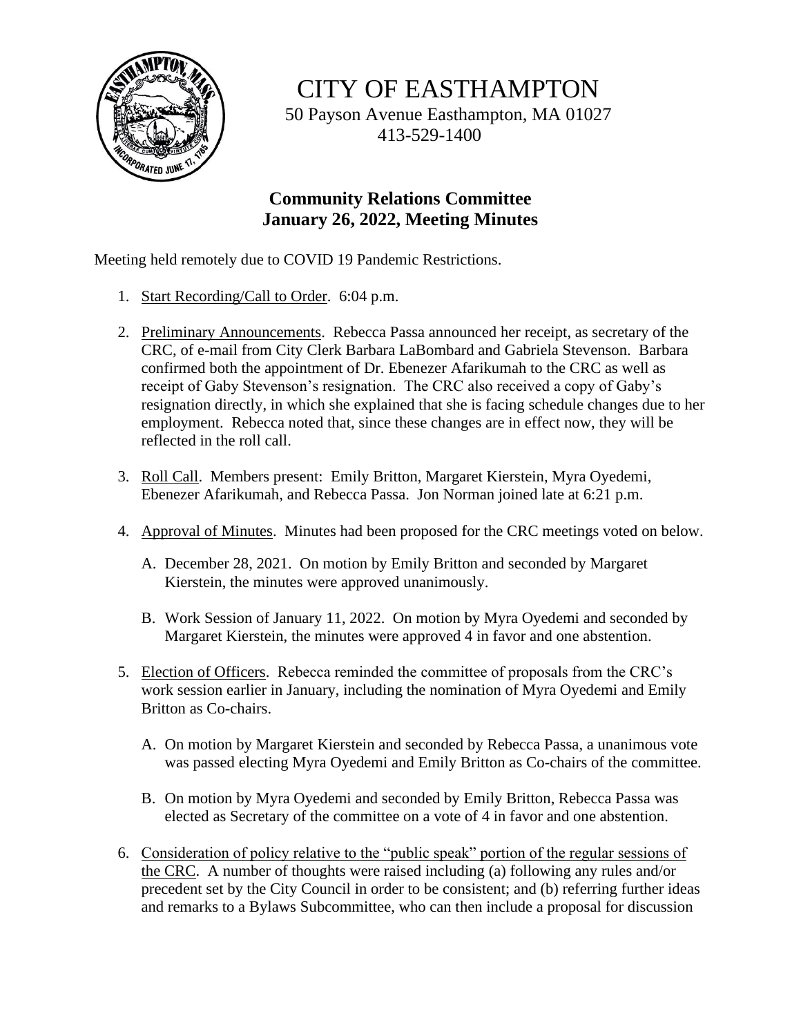# CITY OF EASTHAMPTON

50 Payson Avenue Easthampton, MA 01027
413-529-1400

## Community Relations Committee
## January 26, 2022, Meeting Minutes

Meeting held remotely due to COVID 19 Pandemic Restrictions.

1. Start Recording/Call to Order. 6:04 p.m.

2. Preliminary Announcements. Rebecca Passa announced her receipt, as secretary of the CRC, of e-mail from City Clerk Barbara LaBombard and Gabriela Stevenson. Barbara confirmed both the appointment of Dr. Ebenezer Afarikumah to the CRC as well as receipt of Gaby Stevenson's resignation. The CRC also received a copy of Gaby's resignation directly, in which she explained that she is facing schedule changes due to her employment. Rebecca noted that, since these changes are in effect now, they will be reflected in the roll call.

3. Roll Call. Members present: Emily Britton, Margaret Kierstein, Myra Oyedemi, Ebenezer Afarikumah, and Rebecca Passa. Jon Norman joined late at 6:21 p.m.

4. Approval of Minutes. Minutes had been proposed for the CRC meetings voted on below.

   A. December 28, 2021. On motion by Emily Britton and seconded by Margaret Kierstein, the minutes were approved unanimously.

   B. Work Session of January 11, 2022. On motion by Myra Oyedemi and seconded by Margaret Kierstein, the minutes were approved 4 in favor and one abstention.

5. Election of Officers. Rebecca reminded the committee of proposals from the CRC's work session earlier in January, including the nomination of Myra Oyedemi and Emily Britton as Co-chairs.

   A. On motion by Margaret Kierstein and seconded by Rebecca Passa, a unanimous vote was passed electing Myra Oyedemi and Emily Britton as Co-chairs of the committee.

   B. On motion by Myra Oyedemi and seconded by Emily Britton, Rebecca Passa was elected as Secretary of the committee on a vote of 4 in favor and one abstention.

6. Consideration of policy relative to the "public speak" portion of the regular sessions of the CRC. A number of thoughts were raised including (a) following any rules and/or precedent set by the City Council in order to be consistent; and (b) referring further ideas and remarks to a Bylaws Subcommittee, who can then include a proposal for discussion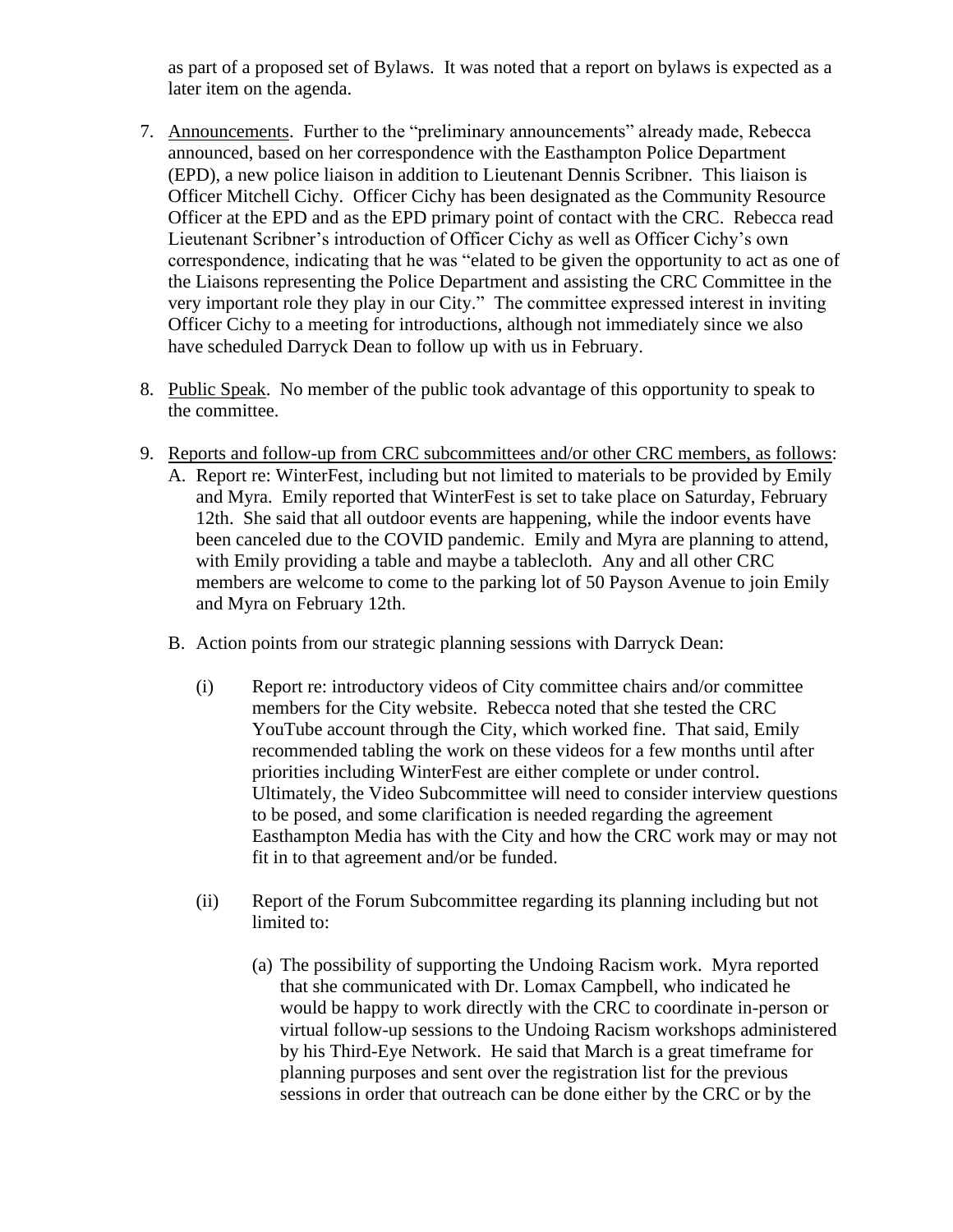as part of a proposed set of Bylaws. It was noted that a report on bylaws is expected as a later item on the agenda.

7. Announcements. Further to the "preliminary announcements" already made, Rebecca announced, based on her correspondence with the Easthampton Police Department (EPD), a new police liaison in addition to Lieutenant Dennis Scribner. This liaison is Officer Mitchell Cichy. Officer Cichy has been designated as the Community Resource Officer at the EPD and as the EPD primary point of contact with the CRC. Rebecca read Lieutenant Scribner's introduction of Officer Cichy as well as Officer Cichy's own correspondence, indicating that he was "elated to be given the opportunity to act as one of the Liaisons representing the Police Department and assisting the CRC Committee in the very important role they play in our City." The committee expressed interest in inviting Officer Cichy to a meeting for introductions, although not immediately since we also have scheduled Darryck Dean to follow up with us in February.

8. Public Speak. No member of the public took advantage of this opportunity to speak to the committee.

9. Reports and follow-up from CRC subcommittees and/or other CRC members, as follows:
   A. Report re: WinterFest, including but not limited to materials to be provided by Emily and Myra. Emily reported that WinterFest is set to take place on Saturday, February 12th. She said that all outdoor events are happening, while the indoor events have been canceled due to the COVID pandemic. Emily and Myra are planning to attend, with Emily providing a table and maybe a tablecloth. Any and all other CRC members are welcome to come to the parking lot of 50 Payson Avenue to join Emily and Myra on February 12th.

   B. Action points from our strategic planning sessions with Darryck Dean:

      (i) Report re: introductory videos of City committee chairs and/or committee members for the City website. Rebecca noted that she tested the CRC YouTube account through the City, which worked fine. That said, Emily recommended tabling the work on these videos for a few months until after priorities including WinterFest are either complete or under control. Ultimately, the Video Subcommittee will need to consider interview questions to be posed, and some clarification is needed regarding the agreement Easthampton Media has with the City and how the CRC work may or may not fit in to that agreement and/or be funded.

      (ii) Report of the Forum Subcommittee regarding its planning including but not limited to:

         (a) The possibility of supporting the Undoing Racism work. Myra reported that she communicated with Dr. Lomax Campbell, who indicated he would be happy to work directly with the CRC to coordinate in-person or virtual follow-up sessions to the Undoing Racism workshops administered by his Third-Eye Network. He said that March is a great timeframe for planning purposes and sent over the registration list for the previous sessions in order that outreach can be done either by the CRC or by the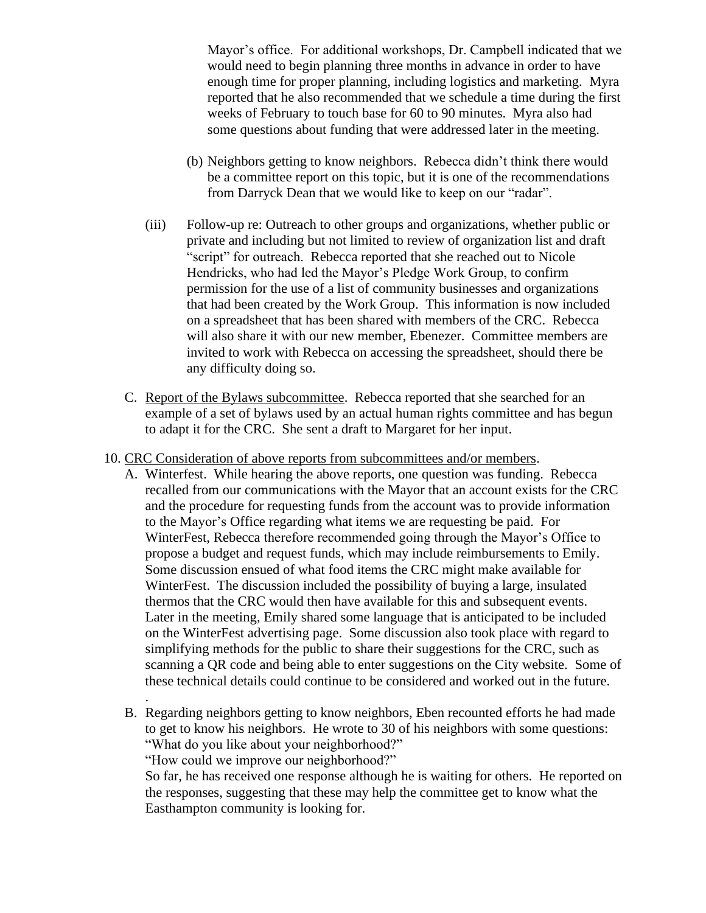Mayor's office. For additional workshops, Dr. Campbell indicated that we would need to begin planning three months in advance in order to have enough time for proper planning, including logistics and marketing. Myra reported that he also recommended that we schedule a time during the first weeks of February to touch base for 60 to 90 minutes. Myra also had some questions about funding that were addressed later in the meeting.

(b) Neighbors getting to know neighbors. Rebecca didn't think there would be a committee report on this topic, but it is one of the recommendations from Darryck Dean that we would like to keep on our "radar".

(iii) Follow-up re: Outreach to other groups and organizations, whether public or private and including but not limited to review of organization list and draft "script" for outreach. Rebecca reported that she reached out to Nicole Hendricks, who had led the Mayor's Pledge Work Group, to confirm permission for the use of a list of community businesses and organizations that had been created by the Work Group. This information is now included on a spreadsheet that has been shared with members of the CRC. Rebecca will also share it with our new member, Ebenezer. Committee members are invited to work with Rebecca on accessing the spreadsheet, should there be any difficulty doing so.

C. Report of the Bylaws subcommittee. Rebecca reported that she searched for an example of a set of bylaws used by an actual human rights committee and has begun to adapt it for the CRC. She sent a draft to Margaret for her input.

10. CRC Consideration of above reports from subcommittees and/or members.

A. Winterfest. While hearing the above reports, one question was funding. Rebecca recalled from our communications with the Mayor that an account exists for the CRC and the procedure for requesting funds from the account was to provide information to the Mayor's Office regarding what items we are requesting be paid. For WinterFest, Rebecca therefore recommended going through the Mayor's Office to propose a budget and request funds, which may include reimbursements to Emily. Some discussion ensued of what food items the CRC might make available for WinterFest. The discussion included the possibility of buying a large, insulated thermos that the CRC would then have available for this and subsequent events. Later in the meeting, Emily shared some language that is anticipated to be included on the WinterFest advertising page. Some discussion also took place with regard to simplifying methods for the public to share their suggestions for the CRC, such as scanning a QR code and being able to enter suggestions on the City website. Some of these technical details could continue to be considered and worked out in the future.
.

B. Regarding neighbors getting to know neighbors, Eben recounted efforts he had made to get to know his neighbors. He wrote to 30 of his neighbors with some questions:
"What do you like about your neighborhood?"
"How could we improve our neighborhood?"
So far, he has received one response although he is waiting for others. He reported on the responses, suggesting that these may help the committee get to know what the Easthampton community is looking for.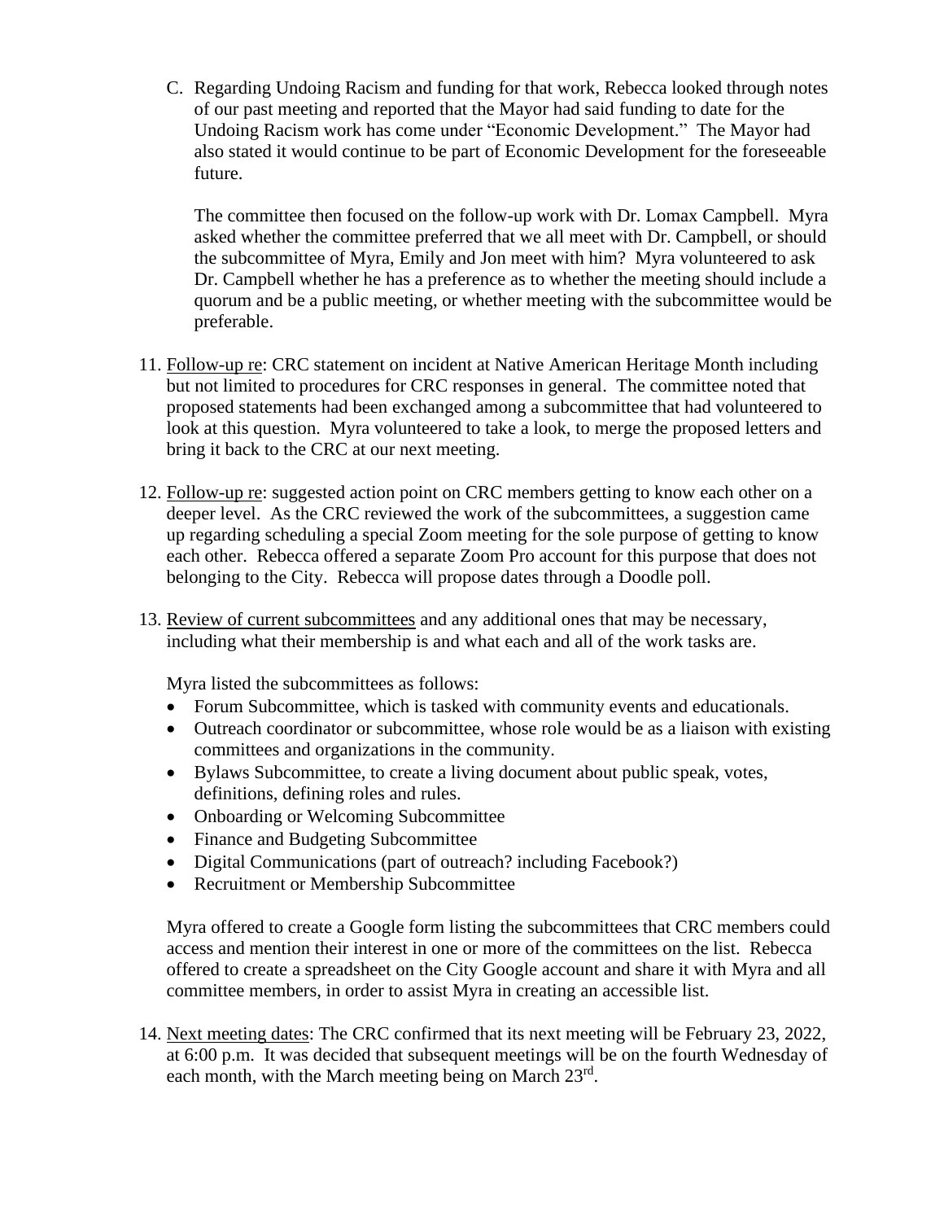C. Regarding Undoing Racism and funding for that work, Rebecca looked through notes of our past meeting and reported that the Mayor had said funding to date for the Undoing Racism work has come under "Economic Development." The Mayor had also stated it would continue to be part of Economic Development for the foreseeable future.

   The committee then focused on the follow-up work with Dr. Lomax Campbell. Myra asked whether the committee preferred that we all meet with Dr. Campbell, or should the subcommittee of Myra, Emily and Jon meet with him? Myra volunteered to ask Dr. Campbell whether he has a preference as to whether the meeting should include a quorum and be a public meeting, or whether meeting with the subcommittee would be preferable.

11. Follow-up re: CRC statement on incident at Native American Heritage Month including but not limited to procedures for CRC responses in general. The committee noted that proposed statements had been exchanged among a subcommittee that had volunteered to look at this question. Myra volunteered to take a look, to merge the proposed letters and bring it back to the CRC at our next meeting.

12. Follow-up re: suggested action point on CRC members getting to know each other on a deeper level. As the CRC reviewed the work of the subcommittees, a suggestion came up regarding scheduling a special Zoom meeting for the sole purpose of getting to know each other. Rebecca offered a separate Zoom Pro account for this purpose that does not belonging to the City. Rebecca will propose dates through a Doodle poll.

13. Review of current subcommittees and any additional ones that may be necessary, including what their membership is and what each and all of the work tasks are.

    Myra listed the subcommittees as follows:

    - Forum Subcommittee, which is tasked with community events and educationals.
    - Outreach coordinator or subcommittee, whose role would be as a liaison with existing committees and organizations in the community.
    - Bylaws Subcommittee, to create a living document about public speak, votes, definitions, defining roles and rules.
    - Onboarding or Welcoming Subcommittee
    - Finance and Budgeting Subcommittee
    - Digital Communications (part of outreach? including Facebook?)
    - Recruitment or Membership Subcommittee

    Myra offered to create a Google form listing the subcommittees that CRC members could access and mention their interest in one or more of the committees on the list. Rebecca offered to create a spreadsheet on the City Google account and share it with Myra and all committee members, in order to assist Myra in creating an accessible list.

14. Next meeting dates: The CRC confirmed that its next meeting will be February 23, 2022, at 6:00 p.m. It was decided that subsequent meetings will be on the fourth Wednesday of each month, with the March meeting being on March 23rd.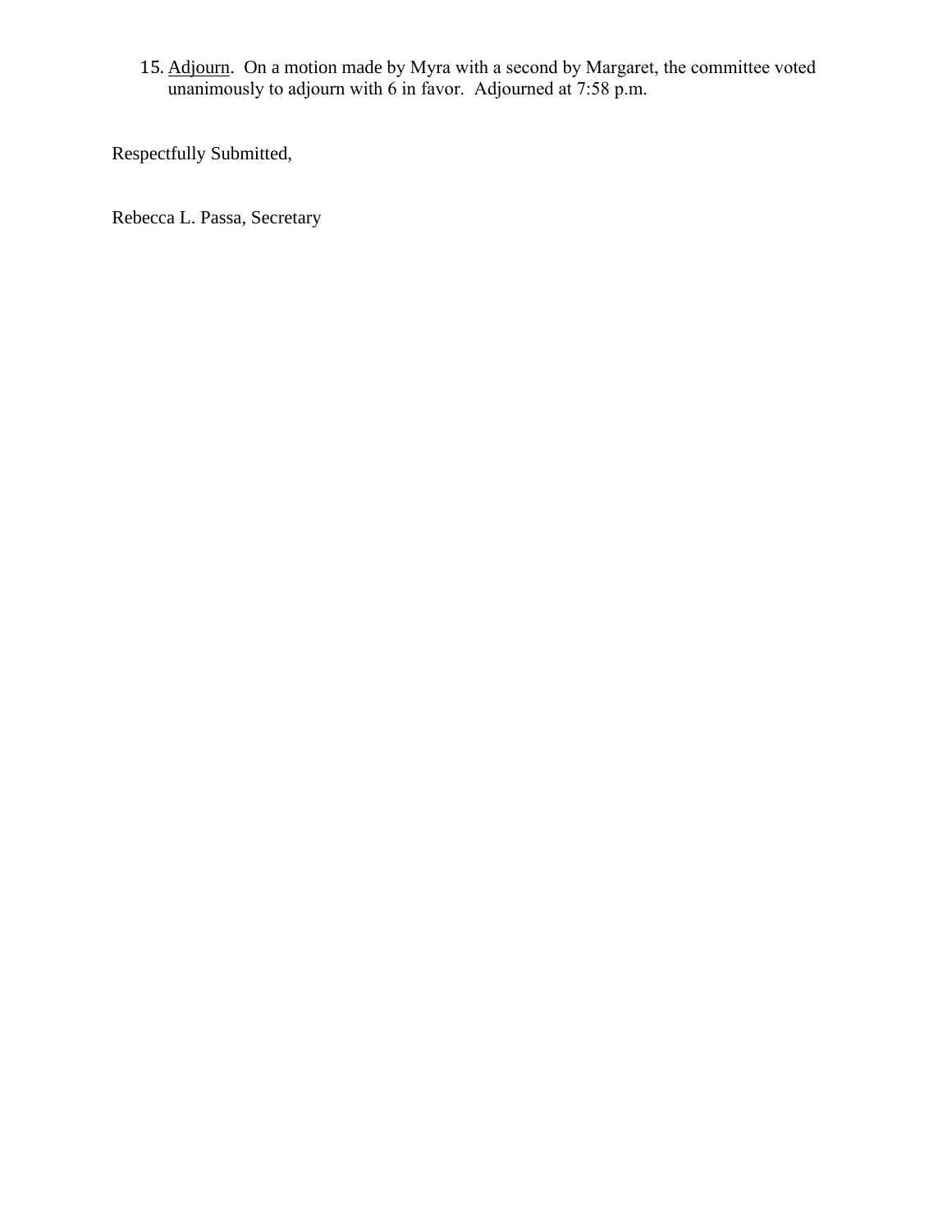15. <u>Adjourn</u>. On a motion made by Myra with a second by Margaret, the committee voted unanimously to adjourn with 6 in favor. Adjourned at 7:58 p.m.

Respectfully Submitted,

Rebecca L. Passa, Secretary